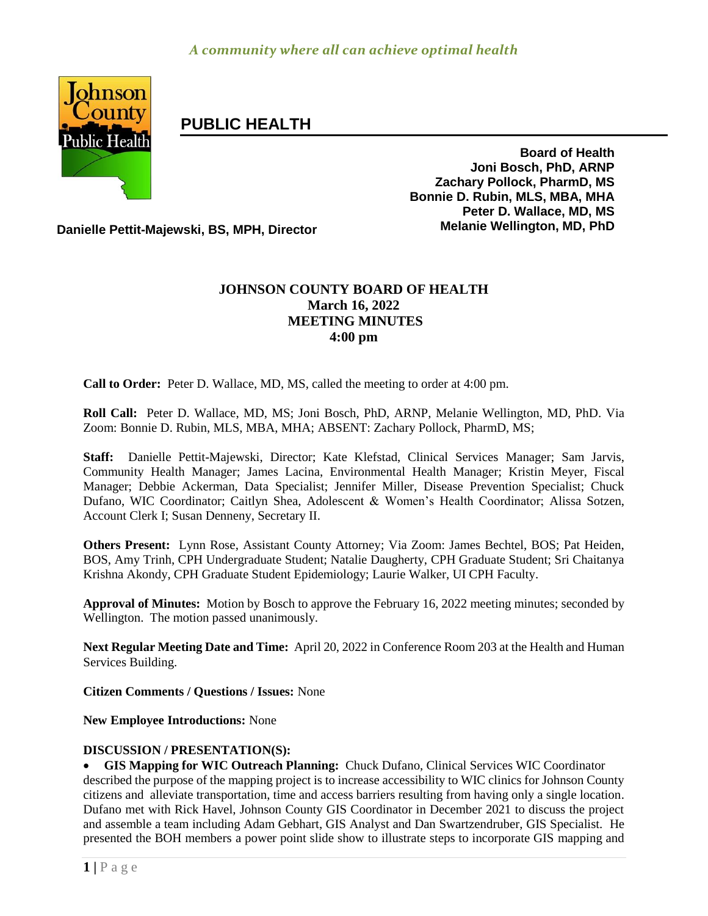*A community where all can achieve optimal health*

# PUBLIC HEALTH

**Board of Health**
**Joni Bosch, PhD, ARNP**
**Zachary Pollock, PharmD, MS**
**Bonnie D. Rubin, MLS, MBA, MHA**
**Peter D. Wallace, MD, MS**
**Melanie Wellington, MD, PhD**

**Danielle Pettit-Majewski, BS, MPH, Director**

## JOHNSON COUNTY BOARD OF HEALTH
## March 16, 2022
## MEETING MINUTES
## 4:00 pm

**Call to Order:** Peter D. Wallace, MD, MS, called the meeting to order at 4:00 pm.

**Roll Call:** Peter D. Wallace, MD, MS; Joni Bosch, PhD, ARNP, Melanie Wellington, MD, PhD. Via Zoom: Bonnie D. Rubin, MLS, MBA, MHA; ABSENT: Zachary Pollock, PharmD, MS;

**Staff:** Danielle Pettit-Majewski, Director; Kate Klefstad, Clinical Services Manager; Sam Jarvis, Community Health Manager; James Lacina, Environmental Health Manager; Kristin Meyer, Fiscal Manager; Debbie Ackerman, Data Specialist; Jennifer Miller, Disease Prevention Specialist; Chuck Dufano, WIC Coordinator; Caitlyn Shea, Adolescent & Women's Health Coordinator; Alissa Sotzen, Account Clerk I; Susan Denneny, Secretary II.

**Others Present:** Lynn Rose, Assistant County Attorney; Via Zoom: James Bechtel, BOS; Pat Heiden, BOS, Amy Trinh, CPH Undergraduate Student; Natalie Daugherty, CPH Graduate Student; Sri Chaitanya Krishna Akondy, CPH Graduate Student Epidemiology; Laurie Walker, UI CPH Faculty.

**Approval of Minutes:** Motion by Bosch to approve the February 16, 2022 meeting minutes; seconded by Wellington. The motion passed unanimously.

**Next Regular Meeting Date and Time:** April 20, 2022 in Conference Room 203 at the Health and Human Services Building.

**Citizen Comments / Questions / Issues:** None

**New Employee Introductions:** None

**DISCUSSION / PRESENTATION(S):**

- **GIS Mapping for WIC Outreach Planning:** Chuck Dufano, Clinical Services WIC Coordinator described the purpose of the mapping project is to increase accessibility to WIC clinics for Johnson County citizens and alleviate transportation, time and access barriers resulting from having only a single location. Dufano met with Rick Havel, Johnson County GIS Coordinator in December 2021 to discuss the project and assemble a team including Adam Gebhart, GIS Analyst and Dan Swartzendruber, GIS Specialist. He presented the BOH members a power point slide show to illustrate steps to incorporate GIS mapping and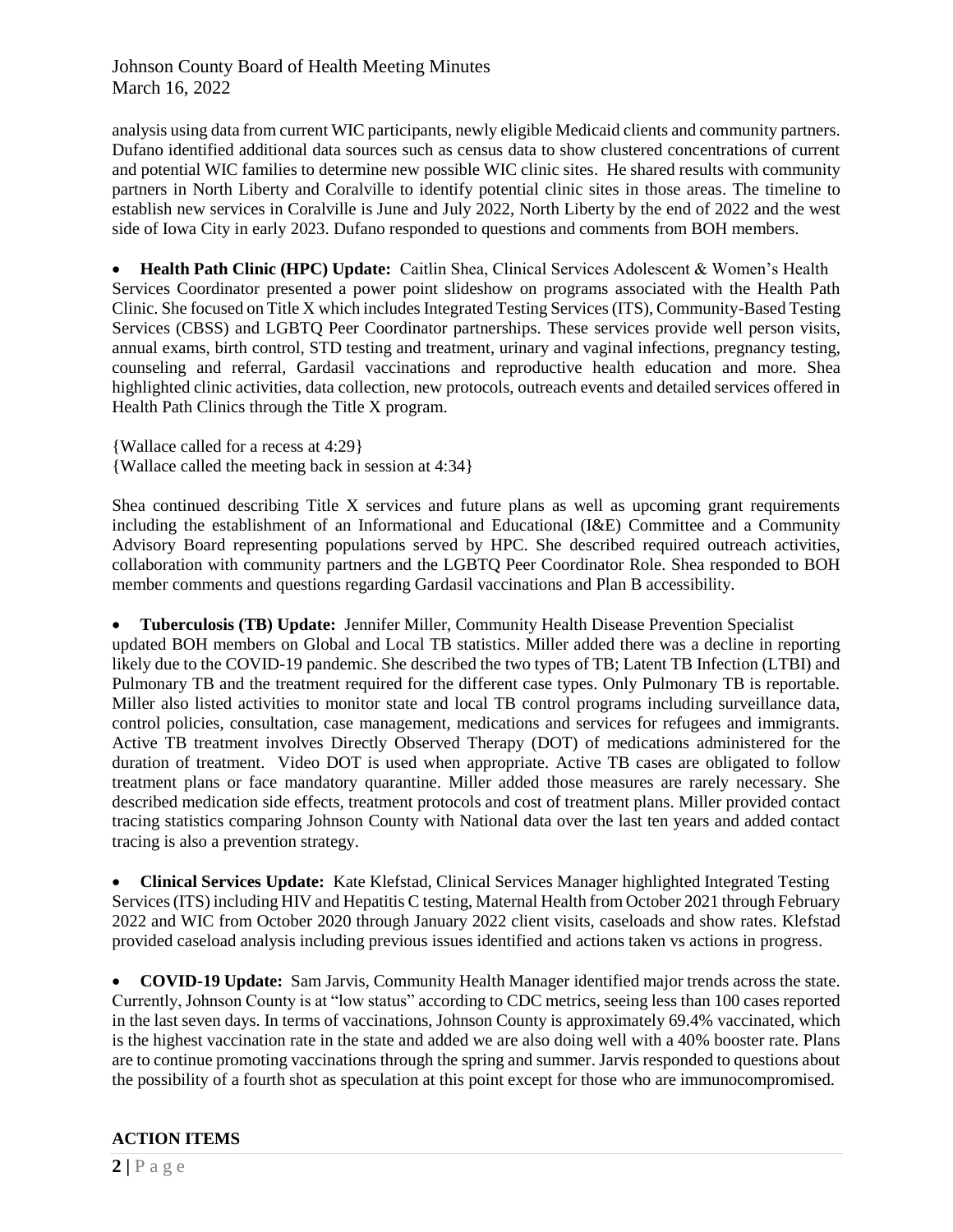analysis using data from current WIC participants, newly eligible Medicaid clients and community partners. Dufano identified additional data sources such as census data to show clustered concentrations of current and potential WIC families to determine new possible WIC clinic sites. He shared results with community partners in North Liberty and Coralville to identify potential clinic sites in those areas. The timeline to establish new services in Coralville is June and July 2022, North Liberty by the end of 2022 and the west side of Iowa City in early 2023. Dufano responded to questions and comments from BOH members.

- **Health Path Clinic (HPC) Update:** Caitlin Shea, Clinical Services Adolescent & Women's Health Services Coordinator presented a power point slideshow on programs associated with the Health Path Clinic. She focused on Title X which includes Integrated Testing Services (ITS), Community-Based Testing Services (CBSS) and LGBTQ Peer Coordinator partnerships. These services provide well person visits, annual exams, birth control, STD testing and treatment, urinary and vaginal infections, pregnancy testing, counseling and referral, Gardasil vaccinations and reproductive health education and more. Shea highlighted clinic activities, data collection, new protocols, outreach events and detailed services offered in Health Path Clinics through the Title X program.

{Wallace called for a recess at 4:29}
{Wallace called the meeting back in session at 4:34}

Shea continued describing Title X services and future plans as well as upcoming grant requirements including the establishment of an Informational and Educational (I&E) Committee and a Community Advisory Board representing populations served by HPC. She described required outreach activities, collaboration with community partners and the LGBTQ Peer Coordinator Role. Shea responded to BOH member comments and questions regarding Gardasil vaccinations and Plan B accessibility.

- **Tuberculosis (TB) Update:** Jennifer Miller, Community Health Disease Prevention Specialist updated BOH members on Global and Local TB statistics. Miller added there was a decline in reporting likely due to the COVID-19 pandemic. She described the two types of TB; Latent TB Infection (LTBI) and Pulmonary TB and the treatment required for the different case types. Only Pulmonary TB is reportable. Miller also listed activities to monitor state and local TB control programs including surveillance data, control policies, consultation, case management, medications and services for refugees and immigrants. Active TB treatment involves Directly Observed Therapy (DOT) of medications administered for the duration of treatment. Video DOT is used when appropriate. Active TB cases are obligated to follow treatment plans or face mandatory quarantine. Miller added those measures are rarely necessary. She described medication side effects, treatment protocols and cost of treatment plans. Miller provided contact tracing statistics comparing Johnson County with National data over the last ten years and added contact tracing is also a prevention strategy.

- **Clinical Services Update:** Kate Klefstad, Clinical Services Manager highlighted Integrated Testing Services (ITS) including HIV and Hepatitis C testing, Maternal Health from October 2021 through February 2022 and WIC from October 2020 through January 2022 client visits, caseloads and show rates. Klefstad provided caseload analysis including previous issues identified and actions taken vs actions in progress.

- **COVID-19 Update:** Sam Jarvis, Community Health Manager identified major trends across the state. Currently, Johnson County is at "low status" according to CDC metrics, seeing less than 100 cases reported in the last seven days. In terms of vaccinations, Johnson County is approximately 69.4% vaccinated, which is the highest vaccination rate in the state and added we are also doing well with a 40% booster rate. Plans are to continue promoting vaccinations through the spring and summer. Jarvis responded to questions about the possibility of a fourth shot as speculation at this point except for those who are immunocompromised.

## ACTION ITEMS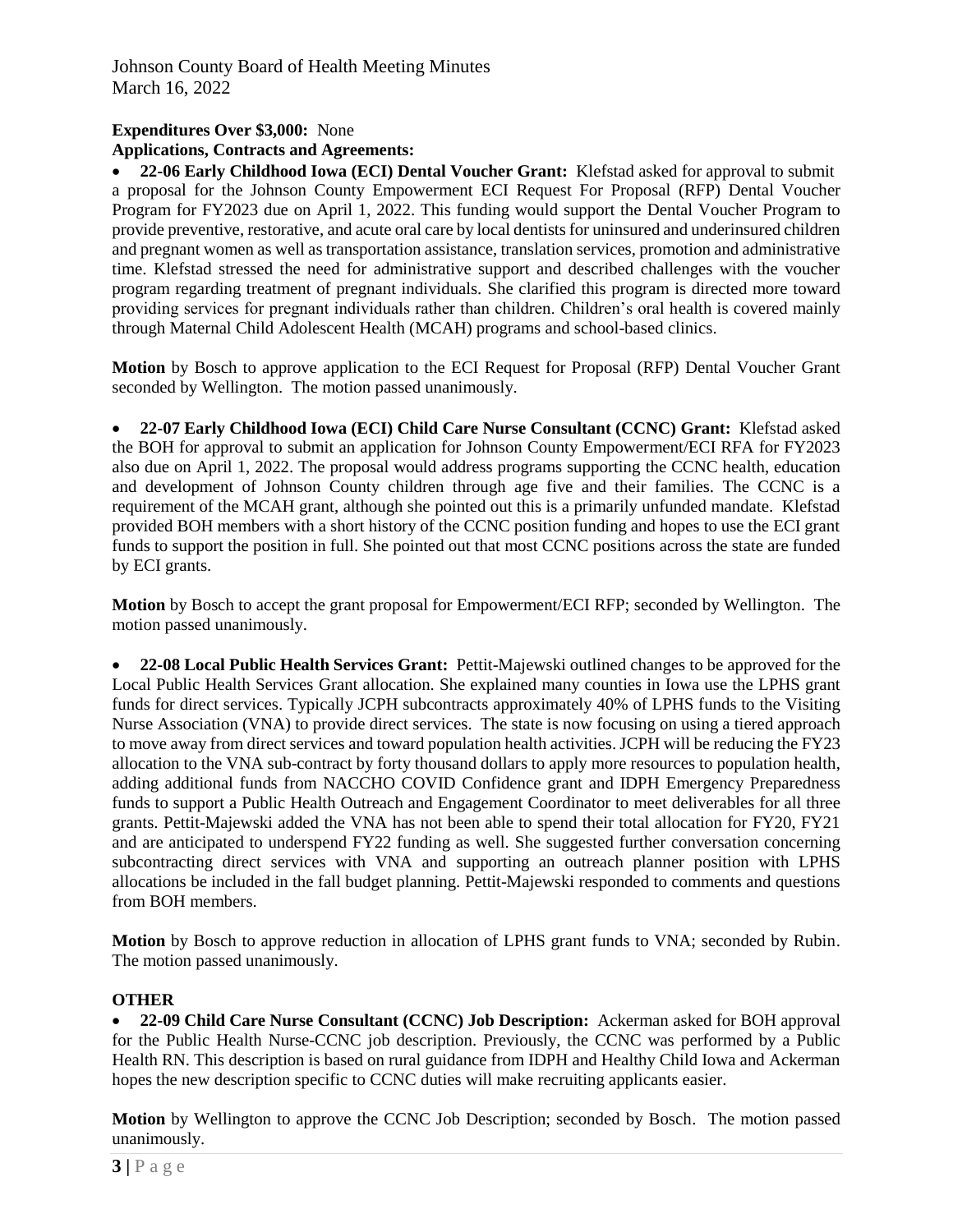**Expenditures Over $3,000:** None

**Applications, Contracts and Agreements:**

- **22-06 Early Childhood Iowa (ECI) Dental Voucher Grant:** Klefstad asked for approval to submit a proposal for the Johnson County Empowerment ECI Request For Proposal (RFP) Dental Voucher Program for FY2023 due on April 1, 2022. This funding would support the Dental Voucher Program to provide preventive, restorative, and acute oral care by local dentists for uninsured and underinsured children and pregnant women as well as transportation assistance, translation services, promotion and administrative time. Klefstad stressed the need for administrative support and described challenges with the voucher program regarding treatment of pregnant individuals. She clarified this program is directed more toward providing services for pregnant individuals rather than children. Children's oral health is covered mainly through Maternal Child Adolescent Health (MCAH) programs and school-based clinics.

**Motion** by Bosch to approve application to the ECI Request for Proposal (RFP) Dental Voucher Grant seconded by Wellington. The motion passed unanimously.

- **22-07 Early Childhood Iowa (ECI) Child Care Nurse Consultant (CCNC) Grant:** Klefstad asked the BOH for approval to submit an application for Johnson County Empowerment/ECI RFA for FY2023 also due on April 1, 2022. The proposal would address programs supporting the CCNC health, education and development of Johnson County children through age five and their families. The CCNC is a requirement of the MCAH grant, although she pointed out this is a primarily unfunded mandate. Klefstad provided BOH members with a short history of the CCNC position funding and hopes to use the ECI grant funds to support the position in full. She pointed out that most CCNC positions across the state are funded by ECI grants.

**Motion** by Bosch to accept the grant proposal for Empowerment/ECI RFP; seconded by Wellington. The motion passed unanimously.

- **22-08 Local Public Health Services Grant:** Pettit-Majewski outlined changes to be approved for the Local Public Health Services Grant allocation. She explained many counties in Iowa use the LPHS grant funds for direct services. Typically JCPH subcontracts approximately 40% of LPHS funds to the Visiting Nurse Association (VNA) to provide direct services. The state is now focusing on using a tiered approach to move away from direct services and toward population health activities. JCPH will be reducing the FY23 allocation to the VNA sub-contract by forty thousand dollars to apply more resources to population health, adding additional funds from NACCHO COVID Confidence grant and IDPH Emergency Preparedness funds to support a Public Health Outreach and Engagement Coordinator to meet deliverables for all three grants. Pettit-Majewski added the VNA has not been able to spend their total allocation for FY20, FY21 and are anticipated to underspend FY22 funding as well. She suggested further conversation concerning subcontracting direct services with VNA and supporting an outreach planner position with LPHS allocations be included in the fall budget planning. Pettit-Majewski responded to comments and questions from BOH members.

**Motion** by Bosch to approve reduction in allocation of LPHS grant funds to VNA; seconded by Rubin. The motion passed unanimously.

## OTHER

- **22-09 Child Care Nurse Consultant (CCNC) Job Description:** Ackerman asked for BOH approval for the Public Health Nurse-CCNC job description. Previously, the CCNC was performed by a Public Health RN. This description is based on rural guidance from IDPH and Healthy Child Iowa and Ackerman hopes the new description specific to CCNC duties will make recruiting applicants easier.

**Motion** by Wellington to approve the CCNC Job Description; seconded by Bosch. The motion passed unanimously.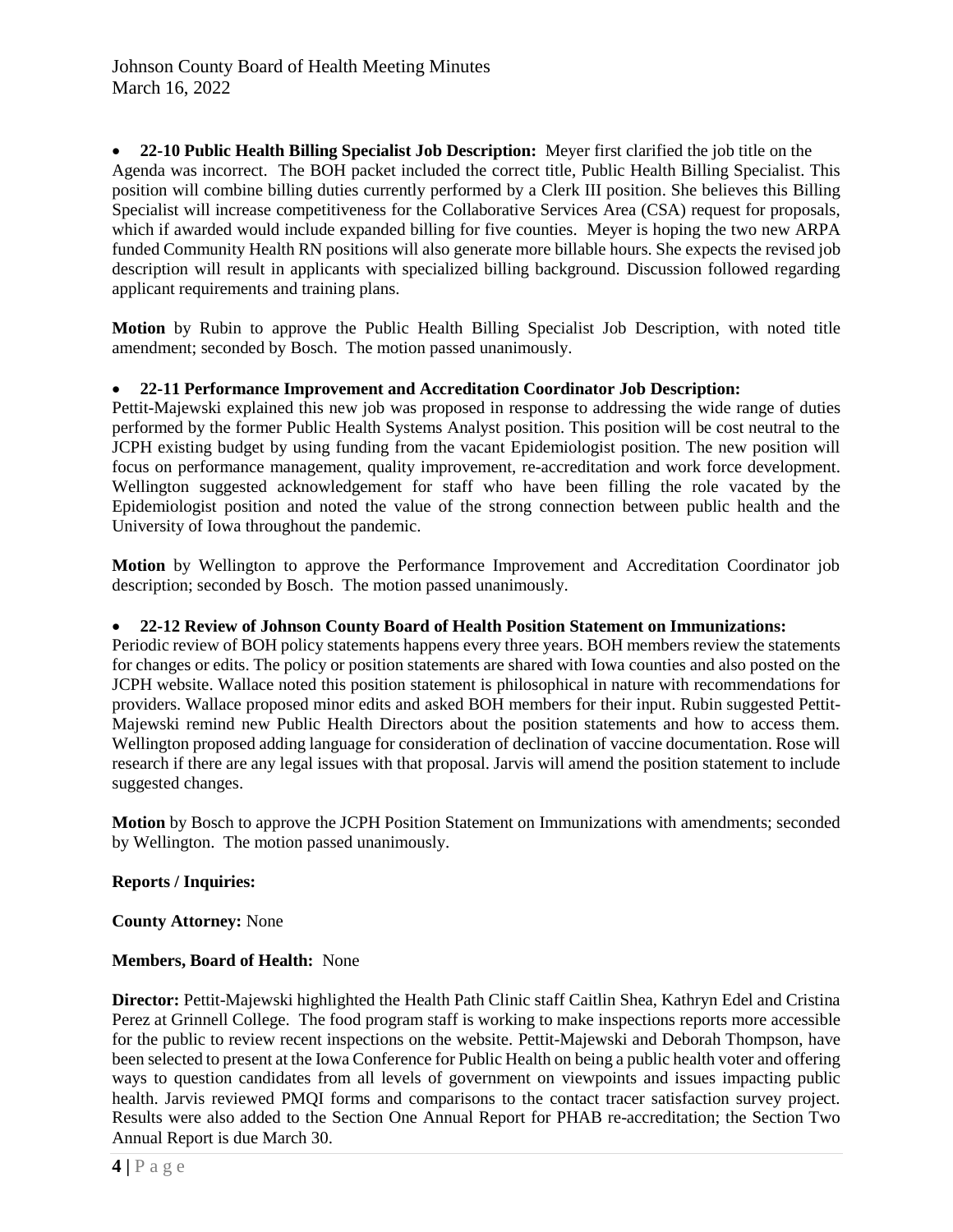- **22-10 Public Health Billing Specialist Job Description:** Meyer first clarified the job title on the Agenda was incorrect. The BOH packet included the correct title, Public Health Billing Specialist. This position will combine billing duties currently performed by a Clerk III position. She believes this Billing Specialist will increase competitiveness for the Collaborative Services Area (CSA) request for proposals, which if awarded would include expanded billing for five counties. Meyer is hoping the two new ARPA funded Community Health RN positions will also generate more billable hours. She expects the revised job description will result in applicants with specialized billing background. Discussion followed regarding applicant requirements and training plans.

**Motion** by Rubin to approve the Public Health Billing Specialist Job Description, with noted title amendment; seconded by Bosch. The motion passed unanimously.

- **22-11 Performance Improvement and Accreditation Coordinator Job Description:**

Pettit-Majewski explained this new job was proposed in response to addressing the wide range of duties performed by the former Public Health Systems Analyst position. This position will be cost neutral to the JCPH existing budget by using funding from the vacant Epidemiologist position. The new position will focus on performance management, quality improvement, re-accreditation and work force development. Wellington suggested acknowledgement for staff who have been filling the role vacated by the Epidemiologist position and noted the value of the strong connection between public health and the University of Iowa throughout the pandemic.

**Motion** by Wellington to approve the Performance Improvement and Accreditation Coordinator job description; seconded by Bosch. The motion passed unanimously.

- **22-12 Review of Johnson County Board of Health Position Statement on Immunizations:**

Periodic review of BOH policy statements happens every three years. BOH members review the statements for changes or edits. The policy or position statements are shared with Iowa counties and also posted on the JCPH website. Wallace noted this position statement is philosophical in nature with recommendations for providers. Wallace proposed minor edits and asked BOH members for their input. Rubin suggested Pettit-Majewski remind new Public Health Directors about the position statements and how to access them. Wellington proposed adding language for consideration of declination of vaccine documentation. Rose will research if there are any legal issues with that proposal. Jarvis will amend the position statement to include suggested changes.

**Motion** by Bosch to approve the JCPH Position Statement on Immunizations with amendments; seconded by Wellington. The motion passed unanimously.

**Reports / Inquiries:**

**County Attorney:** None

**Members, Board of Health:** None

**Director:** Pettit-Majewski highlighted the Health Path Clinic staff Caitlin Shea, Kathryn Edel and Cristina Perez at Grinnell College. The food program staff is working to make inspections reports more accessible for the public to review recent inspections on the website. Pettit-Majewski and Deborah Thompson, have been selected to present at the Iowa Conference for Public Health on being a public health voter and offering ways to question candidates from all levels of government on viewpoints and issues impacting public health. Jarvis reviewed PMQI forms and comparisons to the contact tracer satisfaction survey project. Results were also added to the Section One Annual Report for PHAB re-accreditation; the Section Two Annual Report is due March 30.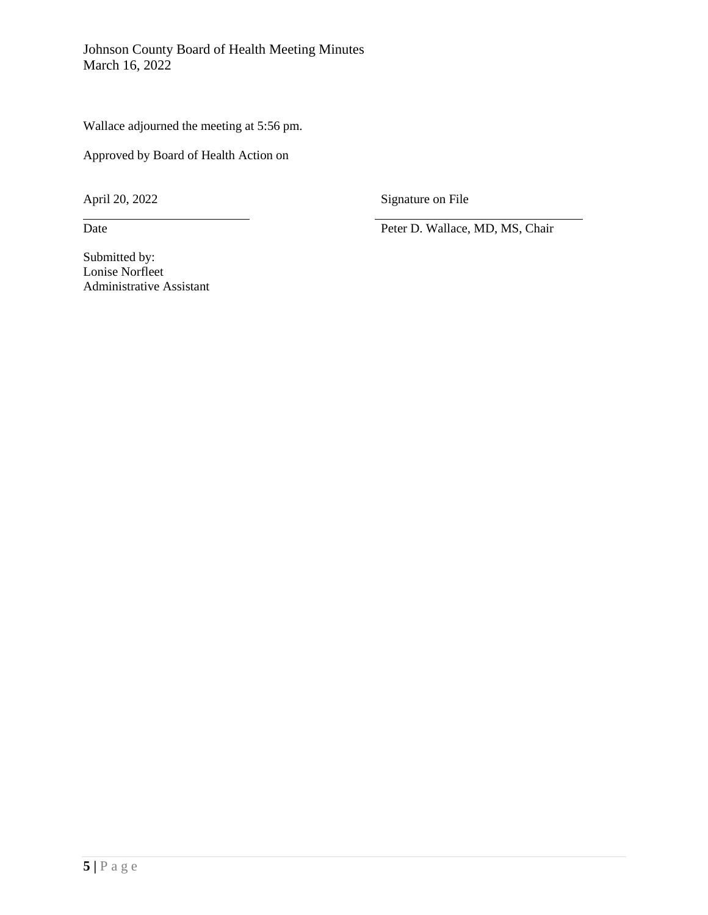Wallace adjourned the meeting at 5:56 pm.

Approved by Board of Health Action on

| | |
|---|---|
| April 20, 2022 | Signature on File |
| Date | Peter D. Wallace, MD, MS, Chair |

Submitted by:
Lonise Norfleet
Administrative Assistant